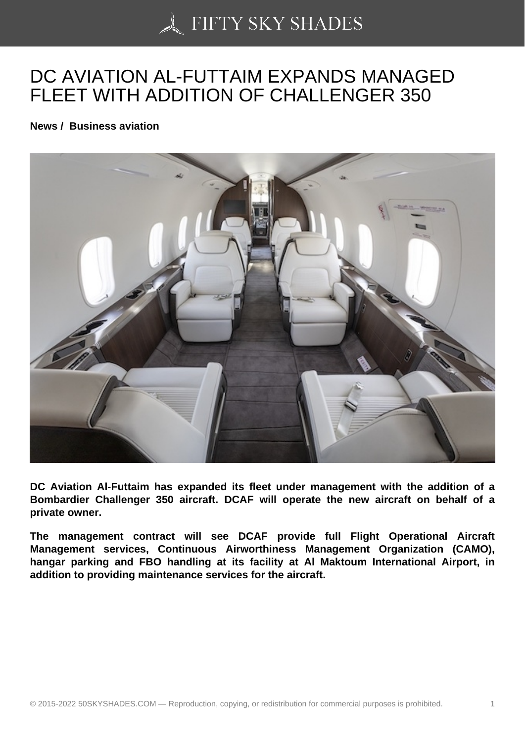# DC AVIATION AL-FUTTAIM EXPANDS MANAGED FLEET WITH ADDITION OF CHALLENGER 350

**News / Business aviation**

**DC Aviation Al-Futtaim has expanded its fleet under management with the addition of a Bombardier Challenger 350 aircraft. DCAF will operate the new aircraft on behalf of a private owner.**

**The management contract will see DCAF provide full Flight Operational Aircraft Management services, Continuous Airworthiness Management Organization (CAMO), hangar parking and FBO handling at its facility at Al Maktoum International Airport, in addition to providing maintenance services for the aircraft.**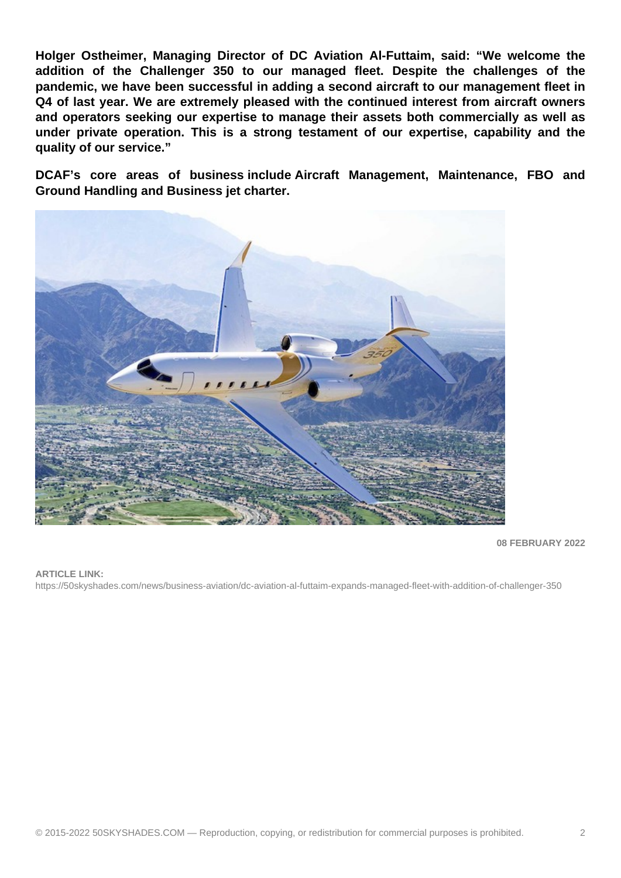**Holger Ostheimer, Managing Director of DC Aviation Al-Futtaim, said: "We welcome the addition of the Challenger 350 to our managed fleet. Despite the challenges of the pandemic, we have been successful in adding a second aircraft to our management fleet in Q4 of last year. We are extremely pleased with the continued interest from aircraft owners and operators seeking our expertise to manage their assets both commercially as well as under private operation. This is a strong testament of our expertise, capability and the quality of our service."**

**DCAF's core areas of business include Aircraft Management, Maintenance, FBO and Ground Handling and Business jet charter.**

**08 FEBRUARY 2022**

**ARTICLE LINK:**
https://50skyshades.com/news/business-aviation/dc-aviation-al-futtaim-expands-managed-fleet-with-addition-of-challenger-350